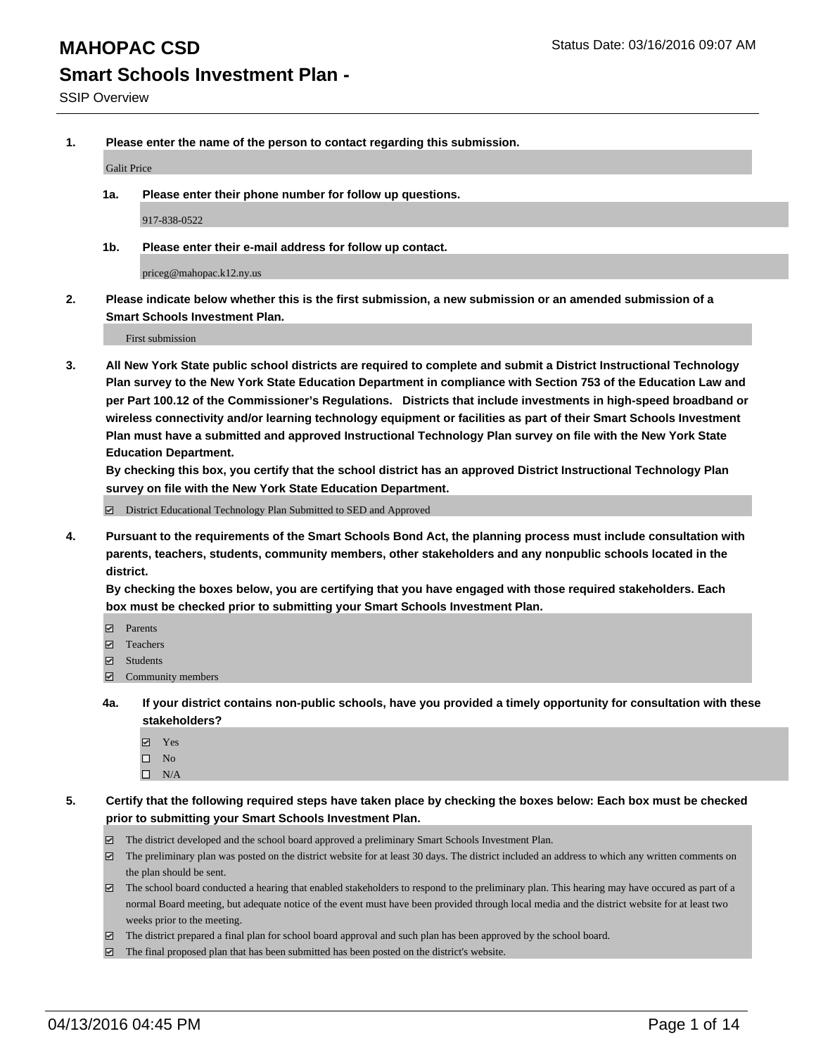# MAHOPAC CSD

Status Date: 03/16/2016 09:07 AM

## Smart Schools Investment Plan -

SSIP Overview

**1. Please enter the name of the person to contact regarding this submission.**

Galit Price

**1a. Please enter their phone number for follow up questions.**

917-838-0522

**1b. Please enter their e-mail address for follow up contact.**

priceg@mahopac.k12.ny.us

**2. Please indicate below whether this is the first submission, a new submission or an amended submission of a Smart Schools Investment Plan.**

First submission

**3. All New York State public school districts are required to complete and submit a District Instructional Technology Plan survey to the New York State Education Department in compliance with Section 753 of the Education Law and per Part 100.12 of the Commissioner's Regulations. Districts that include investments in high-speed broadband or wireless connectivity and/or learning technology equipment or facilities as part of their Smart Schools Investment Plan must have a submitted and approved Instructional Technology Plan survey on file with the New York State Education Department.**
**By checking this box, you certify that the school district has an approved District Instructional Technology Plan survey on file with the New York State Education Department.**

- ☑ District Educational Technology Plan Submitted to SED and Approved

**4. Pursuant to the requirements of the Smart Schools Bond Act, the planning process must include consultation with parents, teachers, students, community members, other stakeholders and any nonpublic schools located in the district.**
**By checking the boxes below, you are certifying that you have engaged with those required stakeholders. Each box must be checked prior to submitting your Smart Schools Investment Plan.**

- ☑ Parents
- ☑ Teachers
- ☑ Students
- ☑ Community members

**4a. If your district contains non-public schools, have you provided a timely opportunity for consultation with these stakeholders?**

- ☑ Yes
- ☐ No
- ☐ N/A

**5. Certify that the following required steps have taken place by checking the boxes below: Each box must be checked prior to submitting your Smart Schools Investment Plan.**

- ☑ The district developed and the school board approved a preliminary Smart Schools Investment Plan.
- ☑ The preliminary plan was posted on the district website for at least 30 days. The district included an address to which any written comments on the plan should be sent.
- ☑ The school board conducted a hearing that enabled stakeholders to respond to the preliminary plan. This hearing may have occured as part of a normal Board meeting, but adequate notice of the event must have been provided through local media and the district website for at least two weeks prior to the meeting.
- ☑ The district prepared a final plan for school board approval and such plan has been approved by the school board.
- ☑ The final proposed plan that has been submitted has been posted on the district's website.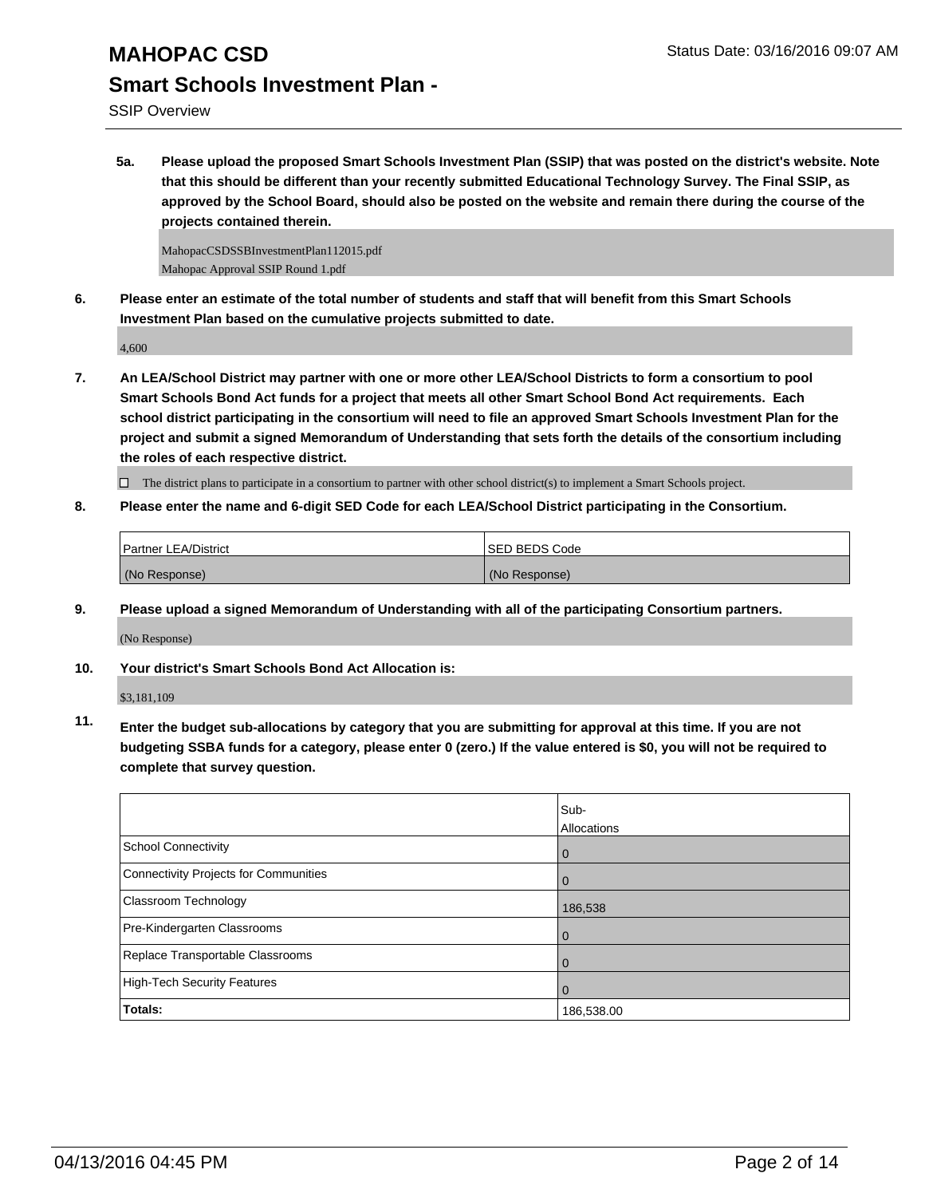**5a. Please upload the proposed Smart Schools Investment Plan (SSIP) that was posted on the district's website. Note that this should be different than your recently submitted Educational Technology Survey. The Final SSIP, as approved by the School Board, should also be posted on the website and remain there during the course of the projects contained therein.**

MahopacCSDSSBInvestmentPlan112015.pdf
Mahopac Approval SSIP Round 1.pdf

**6. Please enter an estimate of the total number of students and staff that will benefit from this Smart Schools Investment Plan based on the cumulative projects submitted to date.**

4,600

**7. An LEA/School District may partner with one or more other LEA/School Districts to form a consortium to pool Smart Schools Bond Act funds for a project that meets all other Smart School Bond Act requirements. Each school district participating in the consortium will need to file an approved Smart Schools Investment Plan for the project and submit a signed Memorandum of Understanding that sets forth the details of the consortium including the roles of each respective district.**

☐ The district plans to participate in a consortium to partner with other school district(s) to implement a Smart Schools project.

**8. Please enter the name and 6-digit SED Code for each LEA/School District participating in the Consortium.**

| Partner LEA/District | SED BEDS Code |
|---|---|
| (No Response) | (No Response) |

**9. Please upload a signed Memorandum of Understanding with all of the participating Consortium partners.**

(No Response)

**10. Your district's Smart Schools Bond Act Allocation is:**

$3,181,109

**11. Enter the budget sub-allocations by category that you are submitting for approval at this time. If you are not budgeting SSBA funds for a category, please enter 0 (zero.) If the value entered is $0, you will not be required to complete that survey question.**

| | Sub-Allocations |
|---|---|
| School Connectivity | 0 |
| Connectivity Projects for Communities | 0 |
| Classroom Technology | 186,538 |
| Pre-Kindergarten Classrooms | 0 |
| Replace Transportable Classrooms | 0 |
| High-Tech Security Features | 0 |
| **Totals:** | 186,538.00 |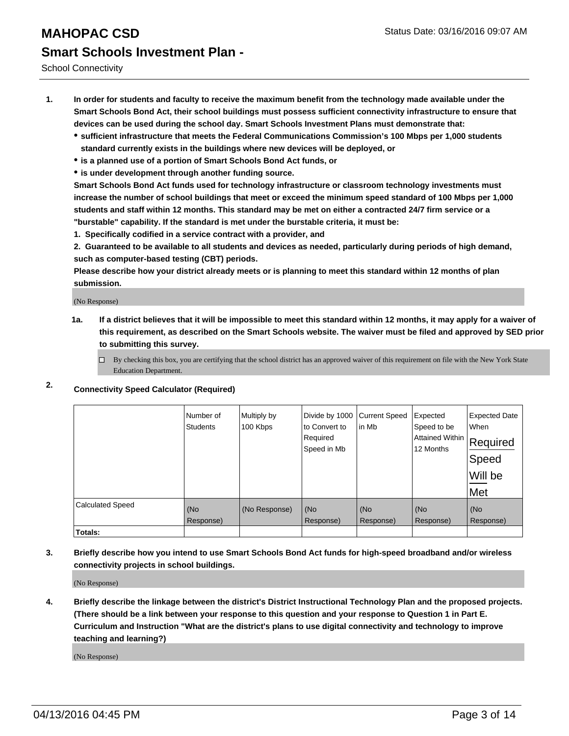# MAHOPAC CSD

Status Date: 03/16/2016 09:07 AM

## Smart Schools Investment Plan -

School Connectivity

1. **In order for students and faculty to receive the maximum benefit from the technology made available under the Smart Schools Bond Act, their school buildings must possess sufficient connectivity infrastructure to ensure that devices can be used during the school day. Smart Schools Investment Plans must demonstrate that:**
   - **sufficient infrastructure that meets the Federal Communications Commission's 100 Mbps per 1,000 students standard currently exists in the buildings where new devices will be deployed, or**
   - **is a planned use of a portion of Smart Schools Bond Act funds, or**
   - **is under development through another funding source.**

   **Smart Schools Bond Act funds used for technology infrastructure or classroom technology investments must increase the number of school buildings that meet or exceed the minimum speed standard of 100 Mbps per 1,000 students and staff within 12 months. This standard may be met on either a contracted 24/7 firm service or a "burstable" capability. If the standard is met under the burstable criteria, it must be:**

   **1. Specifically codified in a service contract with a provider, and**

   **2. Guaranteed to be available to all students and devices as needed, particularly during periods of high demand, such as computer-based testing (CBT) periods.**

   **Please describe how your district already meets or is planning to meet this standard within 12 months of plan submission.**

   (No Response)

   1a. **If a district believes that it will be impossible to meet this standard within 12 months, it may apply for a waiver of this requirement, as described on the Smart Schools website. The waiver must be filed and approved by SED prior to submitting this survey.**

   ☐ By checking this box, you are certifying that the school district has an approved waiver of this requirement on file with the New York State Education Department.

2. **Connectivity Speed Calculator (Required)**

| | Number of Students | Multiply by 100 Kbps | Divide by 1000 to Convert to Required Speed in Mb | Current Speed in Mb | Expected Speed to be Attained Within 12 Months | Expected Date When Required Speed Will be Met |
|---|---|---|---|---|---|---|
| Calculated Speed | (No Response) | (No Response) | (No Response) | (No Response) | (No Response) | (No Response) |
| **Totals:** | | | | | | |

3. **Briefly describe how you intend to use Smart Schools Bond Act funds for high-speed broadband and/or wireless connectivity projects in school buildings.**

   (No Response)

4. **Briefly describe the linkage between the district's District Instructional Technology Plan and the proposed projects. (There should be a link between your response to this question and your response to Question 1 in Part E. Curriculum and Instruction "What are the district's plans to use digital connectivity and technology to improve teaching and learning?)**

   (No Response)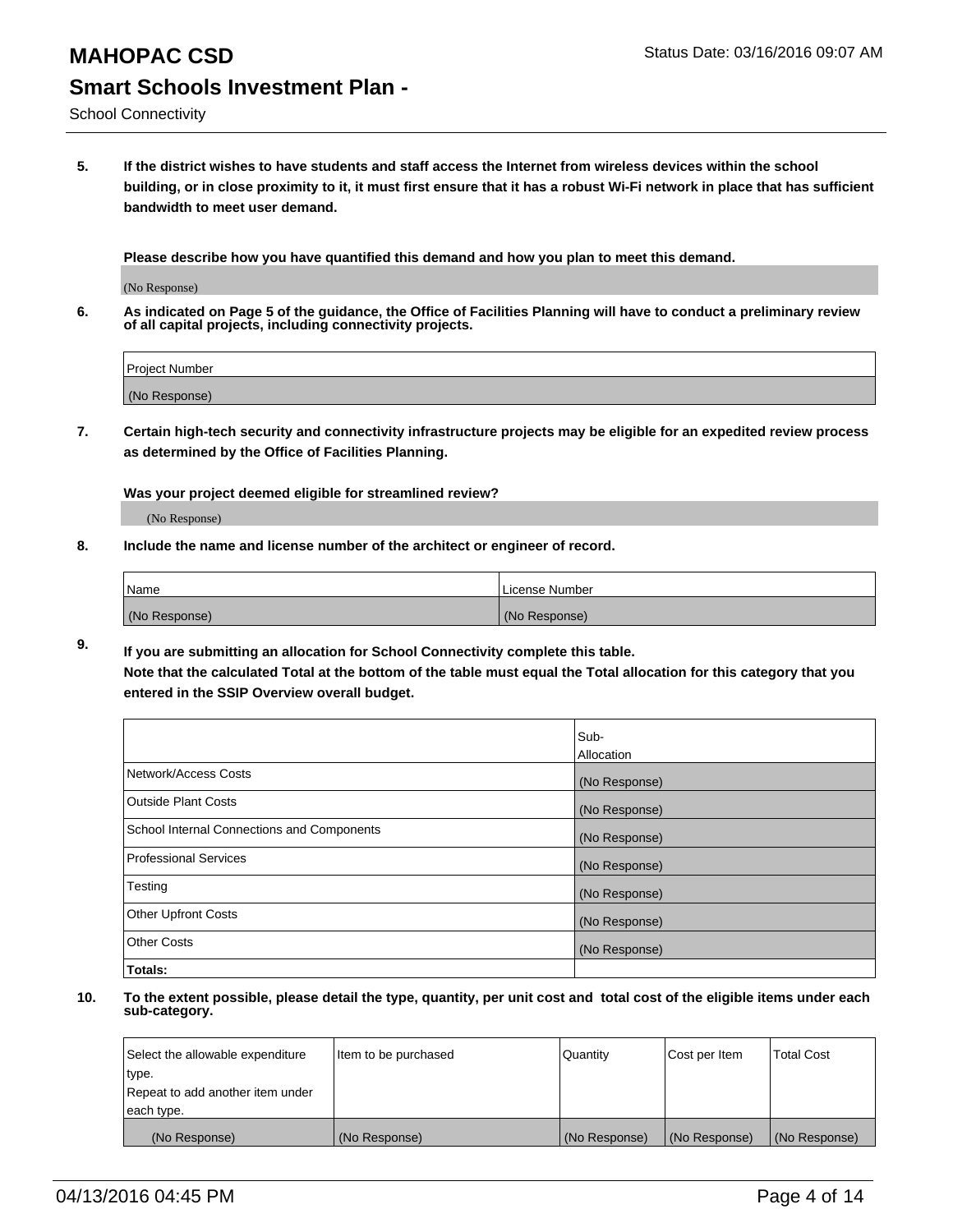# MAHOPAC CSD

Status Date: 03/16/2016 09:07 AM

## Smart Schools Investment Plan -

School Connectivity

**5. If the district wishes to have students and staff access the Internet from wireless devices within the school building, or in close proximity to it, it must first ensure that it has a robust Wi-Fi network in place that has sufficient bandwidth to meet user demand.**

**Please describe how you have quantified this demand and how you plan to meet this demand.**

(No Response)

**6. As indicated on Page 5 of the guidance, the Office of Facilities Planning will have to conduct a preliminary review of all capital projects, including connectivity projects.**

| Project Number |
| --- |
| (No Response) |

**7. Certain high-tech security and connectivity infrastructure projects may be eligible for an expedited review process as determined by the Office of Facilities Planning.**

**Was your project deemed eligible for streamlined review?**

(No Response)

**8. Include the name and license number of the architect or engineer of record.**

| Name | License Number |
| --- | --- |
| (No Response) | (No Response) |

**9. If you are submitting an allocation for School Connectivity complete this table. Note that the calculated Total at the bottom of the table must equal the Total allocation for this category that you entered in the SSIP Overview overall budget.**

| | Sub-Allocation |
| --- | --- |
| Network/Access Costs | (No Response) |
| Outside Plant Costs | (No Response) |
| School Internal Connections and Components | (No Response) |
| Professional Services | (No Response) |
| Testing | (No Response) |
| Other Upfront Costs | (No Response) |
| Other Costs | (No Response) |
| **Totals:** | |

**10. To the extent possible, please detail the type, quantity, per unit cost and total cost of the eligible items under each sub-category.**

| Select the allowable expenditure type. Repeat to add another item under each type. | Item to be purchased | Quantity | Cost per Item | Total Cost |
| --- | --- | --- | --- | --- |
| (No Response) | (No Response) | (No Response) | (No Response) | (No Response) |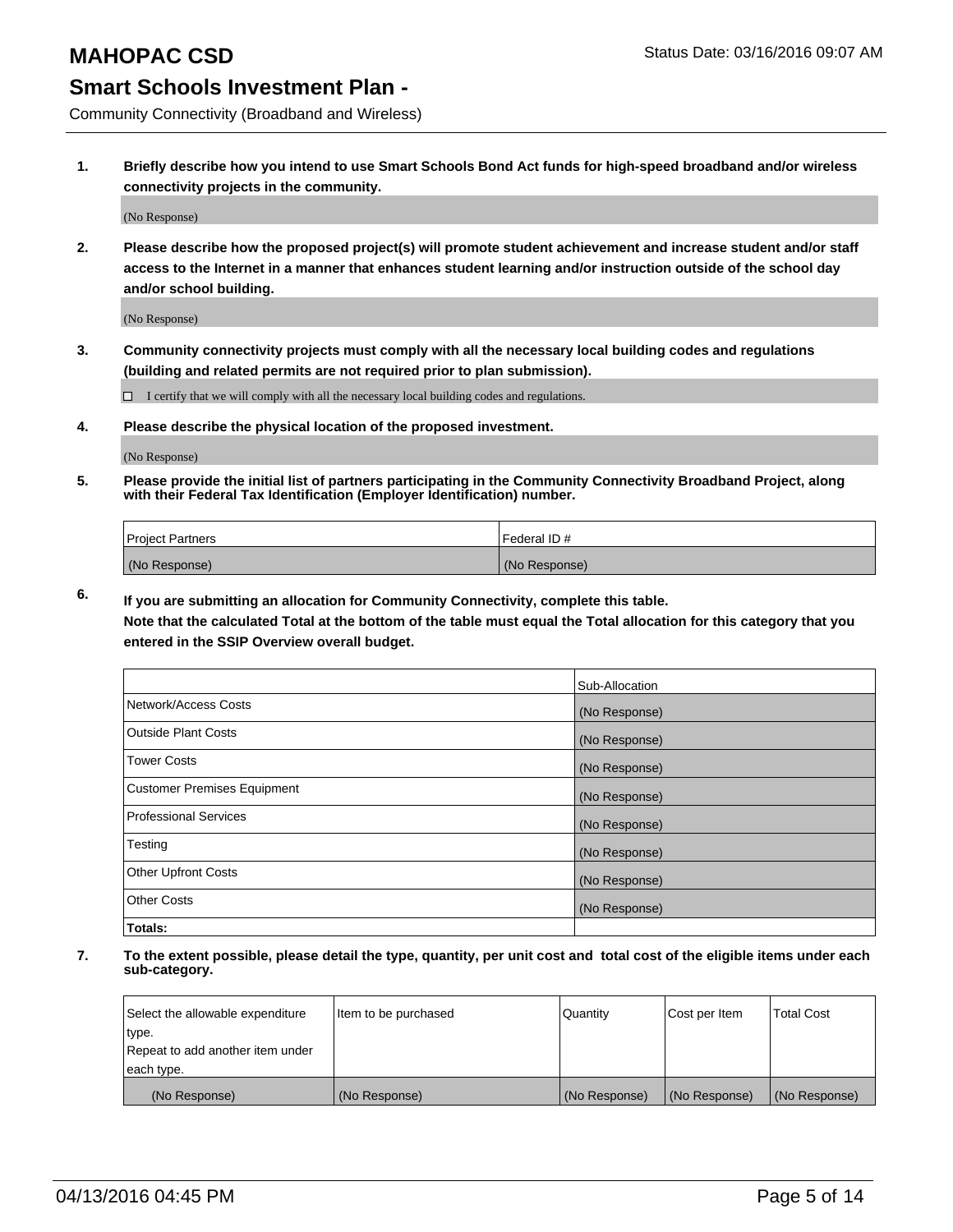# MAHOPAC CSD

Status Date: 03/16/2016 09:07 AM

## Smart Schools Investment Plan -

Community Connectivity (Broadband and Wireless)

**1. Briefly describe how you intend to use Smart Schools Bond Act funds for high-speed broadband and/or wireless connectivity projects in the community.**

(No Response)

**2. Please describe how the proposed project(s) will promote student achievement and increase student and/or staff access to the Internet in a manner that enhances student learning and/or instruction outside of the school day and/or school building.**

(No Response)

**3. Community connectivity projects must comply with all the necessary local building codes and regulations (building and related permits are not required prior to plan submission).**

☐ I certify that we will comply with all the necessary local building codes and regulations.

**4. Please describe the physical location of the proposed investment.**

(No Response)

**5. Please provide the initial list of partners participating in the Community Connectivity Broadband Project, along with their Federal Tax Identification (Employer Identification) number.**

| Project Partners | Federal ID # |
|---|---|
| (No Response) | (No Response) |

**6. If you are submitting an allocation for Community Connectivity, complete this table.**
**Note that the calculated Total at the bottom of the table must equal the Total allocation for this category that you entered in the SSIP Overview overall budget.**

| | Sub-Allocation |
|---|---|
| Network/Access Costs | (No Response) |
| Outside Plant Costs | (No Response) |
| Tower Costs | (No Response) |
| Customer Premises Equipment | (No Response) |
| Professional Services | (No Response) |
| Testing | (No Response) |
| Other Upfront Costs | (No Response) |
| Other Costs | (No Response) |
| **Totals:** | |

**7. To the extent possible, please detail the type, quantity, per unit cost and total cost of the eligible items under each sub-category.**

| Select the allowable expenditure type. Repeat to add another item under each type. | Item to be purchased | Quantity | Cost per Item | Total Cost |
|---|---|---|---|---|
| (No Response) | (No Response) | (No Response) | (No Response) | (No Response) |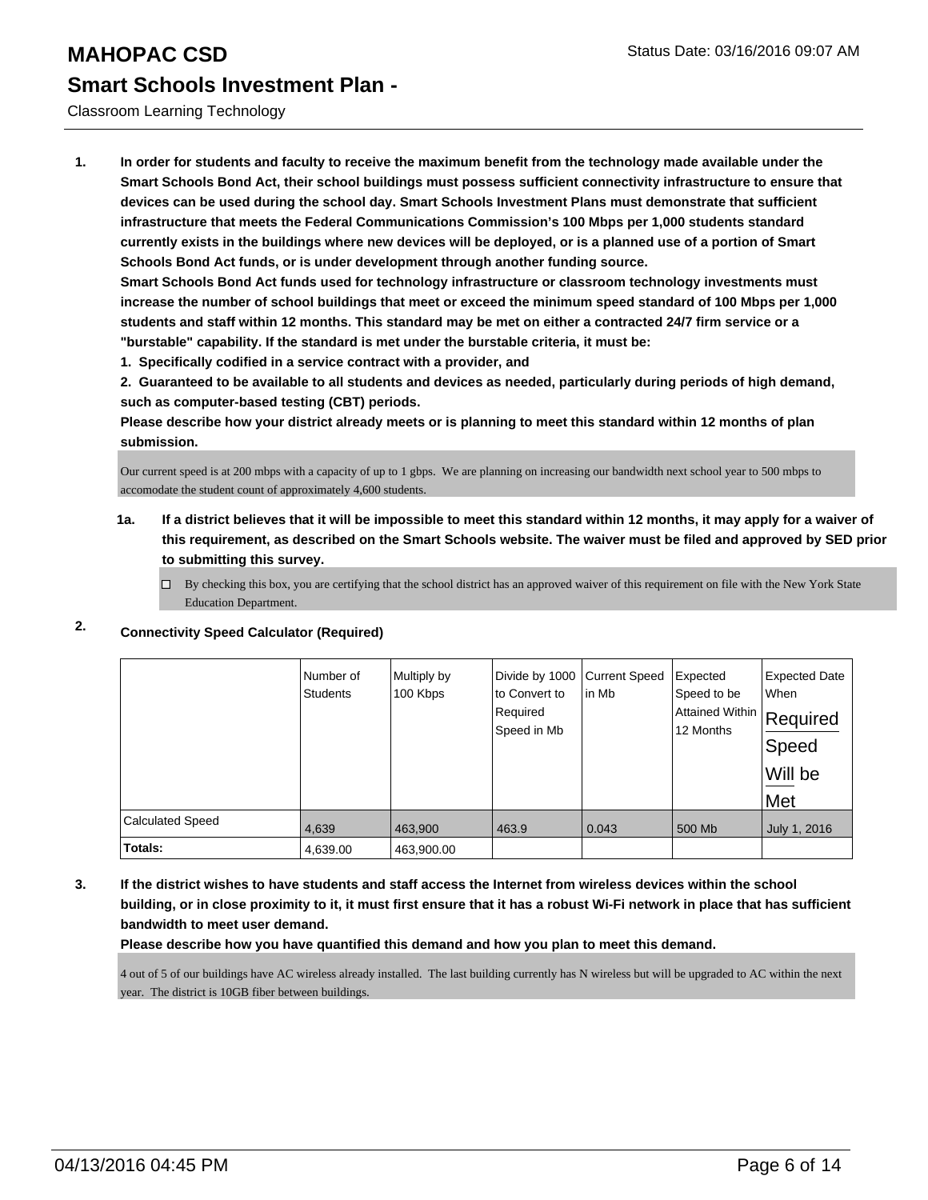# MAHOPAC CSD

## Smart Schools Investment Plan -

Classroom Learning Technology

Status Date: 03/16/2016 09:07 AM

**1. In order for students and faculty to receive the maximum benefit from the technology made available under the Smart Schools Bond Act, their school buildings must possess sufficient connectivity infrastructure to ensure that devices can be used during the school day. Smart Schools Investment Plans must demonstrate that sufficient infrastructure that meets the Federal Communications Commission's 100 Mbps per 1,000 students standard currently exists in the buildings where new devices will be deployed, or is a planned use of a portion of Smart Schools Bond Act funds, or is under development through another funding source.**

**Smart Schools Bond Act funds used for technology infrastructure or classroom technology investments must increase the number of school buildings that meet or exceed the minimum speed standard of 100 Mbps per 1,000 students and staff within 12 months. This standard may be met on either a contracted 24/7 firm service or a "burstable" capability. If the standard is met under the burstable criteria, it must be:**

**1. Specifically codified in a service contract with a provider, and**

**2. Guaranteed to be available to all students and devices as needed, particularly during periods of high demand, such as computer-based testing (CBT) periods.**

**Please describe how your district already meets or is planning to meet this standard within 12 months of plan submission.**

Our current speed is at 200 mbps with a capacity of up to 1 gbps. We are planning on increasing our bandwidth next school year to 500 mbps to accomodate the student count of approximately 4,600 students.

**1a. If a district believes that it will be impossible to meet this standard within 12 months, it may apply for a waiver of this requirement, as described on the Smart Schools website. The waiver must be filed and approved by SED prior to submitting this survey.**

☐ By checking this box, you are certifying that the school district has an approved waiver of this requirement on file with the New York State Education Department.

**2. Connectivity Speed Calculator (Required)**

| | Number of Students | Multiply by 100 Kbps | Divide by 1000 to Convert to Required Speed in Mb | Current Speed in Mb | Expected Speed to be Attained Within 12 Months | Expected Date When Required Speed Will be Met |
|---|---|---|---|---|---|---|
| Calculated Speed | 4,639 | 463,900 | 463.9 | 0.043 | 500 Mb | July 1, 2016 |
| **Totals:** | 4,639.00 | 463,900.00 | | | | |

**3. If the district wishes to have students and staff access the Internet from wireless devices within the school building, or in close proximity to it, it must first ensure that it has a robust Wi-Fi network in place that has sufficient bandwidth to meet user demand.**

**Please describe how you have quantified this demand and how you plan to meet this demand.**

4 out of 5 of our buildings have AC wireless already installed. The last building currently has N wireless but will be upgraded to AC within the next year. The district is 10GB fiber between buildings.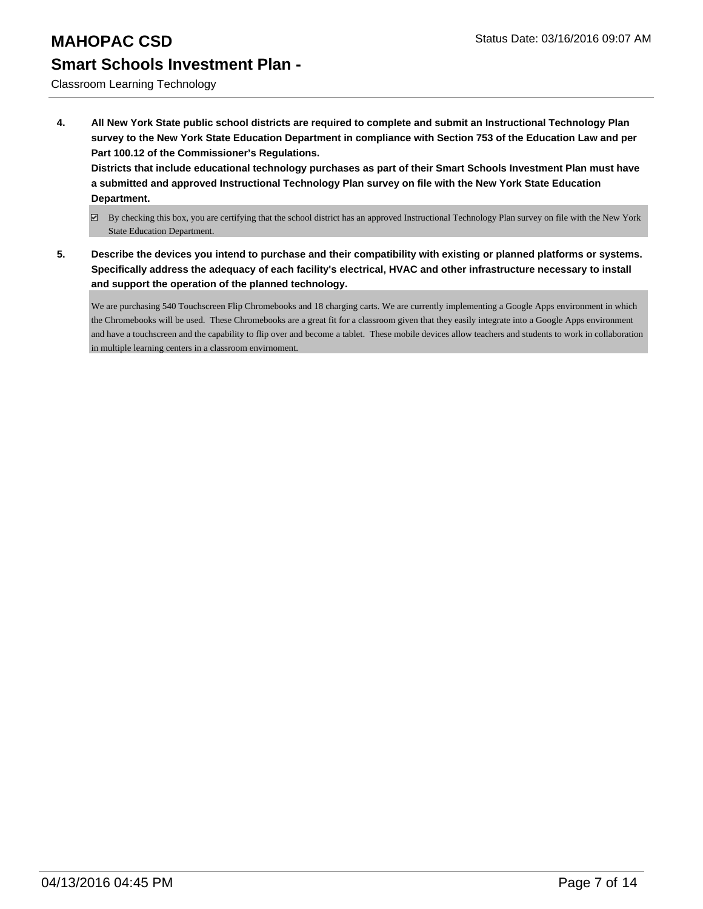4. **All New York State public school districts are required to complete and submit an Instructional Technology Plan survey to the New York State Education Department in compliance with Section 753 of the Education Law and per Part 100.12 of the Commissioner's Regulations.**
   **Districts that include educational technology purchases as part of their Smart Schools Investment Plan must have a submitted and approved Instructional Technology Plan survey on file with the New York State Education Department.**

   ☑ By checking this box, you are certifying that the school district has an approved Instructional Technology Plan survey on file with the New York State Education Department.

5. **Describe the devices you intend to purchase and their compatibility with existing or planned platforms or systems. Specifically address the adequacy of each facility's electrical, HVAC and other infrastructure necessary to install and support the operation of the planned technology.**

   We are purchasing 540 Touchscreen Flip Chromebooks and 18 charging carts. We are currently implementing a Google Apps environment in which the Chromebooks will be used. These Chromebooks are a great fit for a classroom given that they easily integrate into a Google Apps environment and have a touchscreen and the capability to flip over and become a tablet. These mobile devices allow teachers and students to work in collaboration in multiple learning centers in a classroom envirnoment.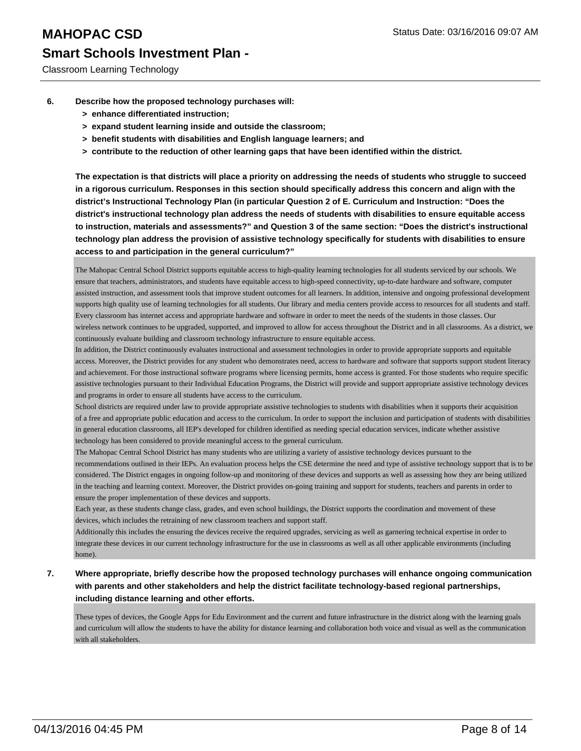**6. Describe how the proposed technology purchases will:**

- **> enhance differentiated instruction;**
- **> expand student learning inside and outside the classroom;**
- **> benefit students with disabilities and English language learners; and**
- **> contribute to the reduction of other learning gaps that have been identified within the district.**

**The expectation is that districts will place a priority on addressing the needs of students who struggle to succeed in a rigorous curriculum. Responses in this section should specifically address this concern and align with the district's Instructional Technology Plan (in particular Question 2 of E. Curriculum and Instruction: "Does the district's instructional technology plan address the needs of students with disabilities to ensure equitable access to instruction, materials and assessments?" and Question 3 of the same section: "Does the district's instructional technology plan address the provision of assistive technology specifically for students with disabilities to ensure access to and participation in the general curriculum?"**

The Mahopac Central School District supports equitable access to high-quality learning technologies for all students serviced by our schools. We ensure that teachers, administrators, and students have equitable access to high-speed connectivity, up-to-date hardware and software, computer assisted instruction, and assessment tools that improve student outcomes for all learners. In addition, intensive and ongoing professional development supports high quality use of learning technologies for all students. Our library and media centers provide access to resources for all students and staff. Every classroom has internet access and appropriate hardware and software in order to meet the needs of the students in those classes. Our wireless network continues to be upgraded, supported, and improved to allow for access throughout the District and in all classrooms. As a district, we continuously evaluate building and classroom technology infrastructure to ensure equitable access.

In addition, the District continuously evaluates instructional and assessment technologies in order to provide appropriate supports and equitable access. Moreover, the District provides for any student who demonstrates need, access to hardware and software that supports support student literacy and achievement. For those instructional software programs where licensing permits, home access is granted. For those students who require specific assistive technologies pursuant to their Individual Education Programs, the District will provide and support appropriate assistive technology devices and programs in order to ensure all students have access to the curriculum.

School districts are required under law to provide appropriate assistive technologies to students with disabilities when it supports their acquisition of a free and appropriate public education and access to the curriculum. In order to support the inclusion and participation of students with disabilities in general education classrooms, all IEP's developed for children identified as needing special education services, indicate whether assistive technology has been considered to provide meaningful access to the general curriculum.

The Mahopac Central School District has many students who are utilizing a variety of assistive technology devices pursuant to the recommendations outlined in their IEPs. An evaluation process helps the CSE determine the need and type of assistive technology support that is to be considered. The District engages in ongoing follow-up and monitoring of these devices and supports as well as assessing how they are being utilized in the teaching and learning context. Moreover, the District provides on-going training and support for students, teachers and parents in order to ensure the proper implementation of these devices and supports.

Each year, as these students change class, grades, and even school buildings, the District supports the coordination and movement of these devices, which includes the retraining of new classroom teachers and support staff.

Additionally this includes the ensuring the devices receive the required upgrades, servicing as well as garnering technical expertise in order to integrate these devices in our current technology infrastructure for the use in classrooms as well as all other applicable environments (including home).

**7. Where appropriate, briefly describe how the proposed technology purchases will enhance ongoing communication with parents and other stakeholders and help the district facilitate technology-based regional partnerships, including distance learning and other efforts.**

These types of devices, the Google Apps for Edu Environment and the current and future infrastructure in the district along with the learning goals and curriculum will allow the students to have the ability for distance learning and collaboration both voice and visual as well as the communication with all stakeholders.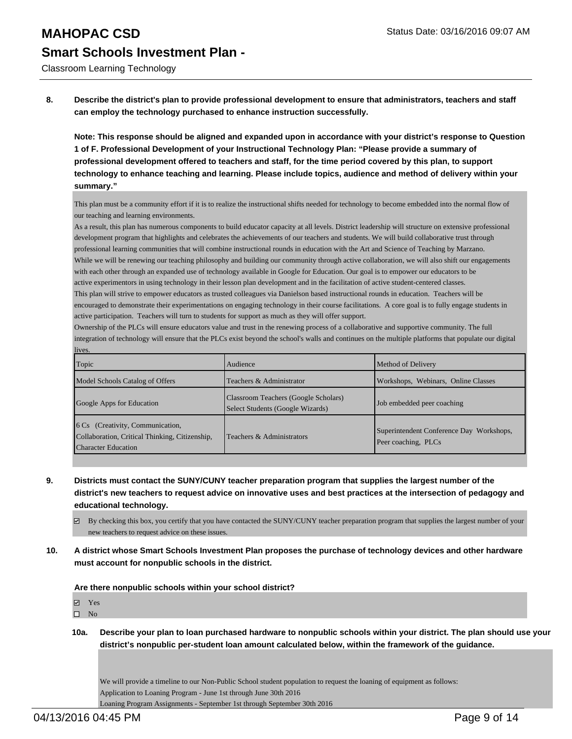**8. Describe the district's plan to provide professional development to ensure that administrators, teachers and staff can employ the technology purchased to enhance instruction successfully.**

**Note: This response should be aligned and expanded upon in accordance with your district's response to Question 1 of F. Professional Development of your Instructional Technology Plan: "Please provide a summary of professional development offered to teachers and staff, for the time period covered by this plan, to support technology to enhance teaching and learning. Please include topics, audience and method of delivery within your summary."**

This plan must be a community effort if it is to realize the instructional shifts needed for technology to become embedded into the normal flow of our teaching and learning environments.
As a result, this plan has numerous components to build educator capacity at all levels. District leadership will structure on extensive professional development program that highlights and celebrates the achievements of our teachers and students. We will build collaborative trust through professional learning communities that will combine instructional rounds in education with the Art and Science of Teaching by Marzano.
While we will be renewing our teaching philosophy and building our community through active collaboration, we will also shift our engagements with each other through an expanded use of technology available in Google for Education. Our goal is to empower our educators to be active experimentors in using technology in their lesson plan development and in the facilitation of active student-centered classes.
This plan will strive to empower educators as trusted colleagues via Danielson based instructional rounds in education. Teachers will be encouraged to demonstrate their experimentations on engaging technology in their course facilitations. A core goal is to fully engage students in active participation. Teachers will turn to students for support as much as they will offer support.
Ownership of the PLCs will ensure educators value and trust in the renewing process of a collaborative and supportive community. The full integration of technology will ensure that the PLCs exist beyond the school's walls and continues on the multiple platforms that populate our digital lives.

| Topic | Audience | Method of Delivery |
|---|---|---|
| Model Schools Catalog of Offers | Teachers & Administrator | Workshops, Webinars, Online Classes |
| Google Apps for Education | Classroom Teachers (Google Scholars) Select Students (Google Wizards) | Job embedded peer coaching |
| 6 Cs (Creativity, Communication, Collaboration, Critical Thinking, Citizenship, Character Education | Teachers & Administrators | Superintendent Conference Day Workshops, Peer coaching, PLCs |

**9. Districts must contact the SUNY/CUNY teacher preparation program that supplies the largest number of the district's new teachers to request advice on innovative uses and best practices at the intersection of pedagogy and educational technology.**

☑ By checking this box, you certify that you have contacted the SUNY/CUNY teacher preparation program that supplies the largest number of your new teachers to request advice on these issues.

**10. A district whose Smart Schools Investment Plan proposes the purchase of technology devices and other hardware must account for nonpublic schools in the district.**

**Are there nonpublic schools within your school district?**

☑ Yes
☐ No

**10a. Describe your plan to loan purchased hardware to nonpublic schools within your district. The plan should use your district's nonpublic per-student loan amount calculated below, within the framework of the guidance.**

We will provide a timeline to our Non-Public School student population to request the loaning of equipment as follows:
Application to Loaning Program - June 1st through June 30th 2016
Loaning Program Assignments - September 1st through September 30th 2016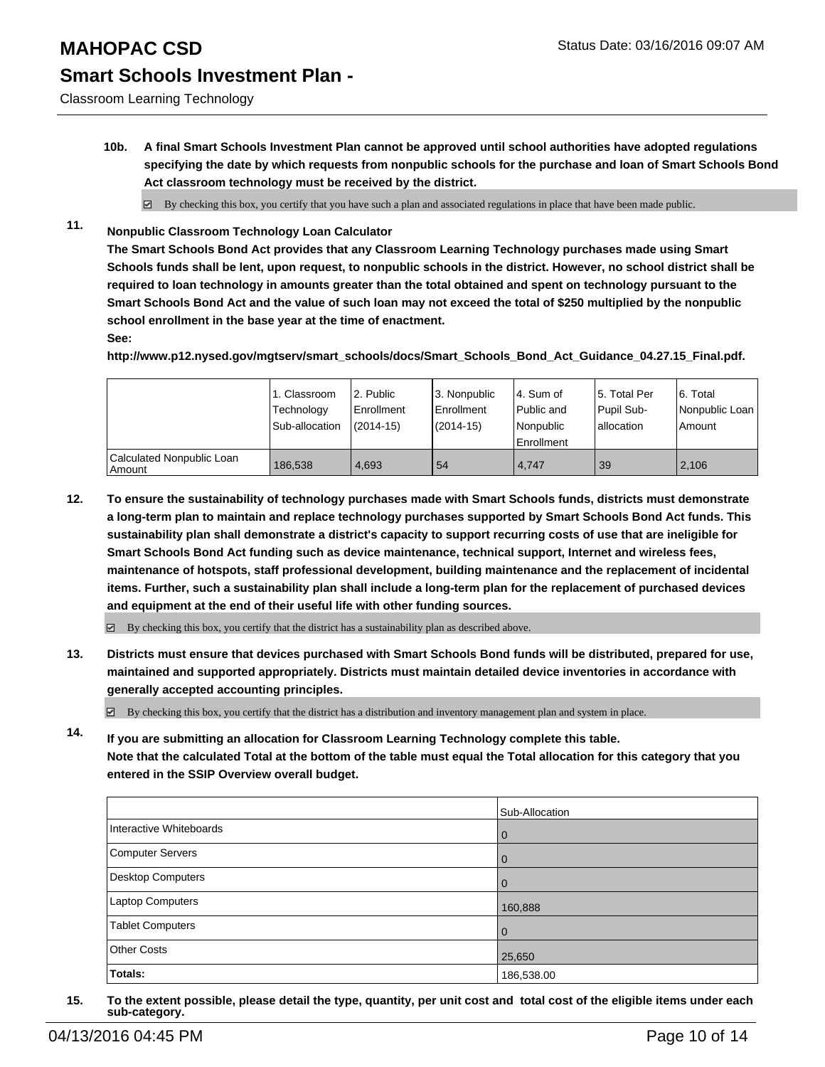# MAHOPAC CSD

Status Date: 03/16/2016 09:07 AM

## Smart Schools Investment Plan -

Classroom Learning Technology

**10b. A final Smart Schools Investment Plan cannot be approved until school authorities have adopted regulations specifying the date by which requests from nonpublic schools for the purchase and loan of Smart Schools Bond Act classroom technology must be received by the district.**

☑ By checking this box, you certify that you have such a plan and associated regulations in place that have been made public.

**11. Nonpublic Classroom Technology Loan Calculator**

**The Smart Schools Bond Act provides that any Classroom Learning Technology purchases made using Smart Schools funds shall be lent, upon request, to nonpublic schools in the district. However, no school district shall be required to loan technology in amounts greater than the total obtained and spent on technology pursuant to the Smart Schools Bond Act and the value of such loan may not exceed the total of $250 multiplied by the nonpublic school enrollment in the base year at the time of enactment.**

**See:**

**http://www.p12.nysed.gov/mgtserv/smart_schools/docs/Smart_Schools_Bond_Act_Guidance_04.27.15_Final.pdf.**

| | 1. Classroom Technology Sub-allocation | 2. Public Enrollment (2014-15) | 3. Nonpublic Enrollment (2014-15) | 4. Sum of Public and Nonpublic Enrollment | 5. Total Per Pupil Sub-allocation | 6. Total Nonpublic Loan Amount |
|---|---|---|---|---|---|---|
| Calculated Nonpublic Loan Amount | 186,538 | 4,693 | 54 | 4,747 | 39 | 2,106 |

**12. To ensure the sustainability of technology purchases made with Smart Schools funds, districts must demonstrate a long-term plan to maintain and replace technology purchases supported by Smart Schools Bond Act funds. This sustainability plan shall demonstrate a district's capacity to support recurring costs of use that are ineligible for Smart Schools Bond Act funding such as device maintenance, technical support, Internet and wireless fees, maintenance of hotspots, staff professional development, building maintenance and the replacement of incidental items. Further, such a sustainability plan shall include a long-term plan for the replacement of purchased devices and equipment at the end of their useful life with other funding sources.**

☑ By checking this box, you certify that the district has a sustainability plan as described above.

**13. Districts must ensure that devices purchased with Smart Schools Bond funds will be distributed, prepared for use, maintained and supported appropriately. Districts must maintain detailed device inventories in accordance with generally accepted accounting principles.**

☑ By checking this box, you certify that the district has a distribution and inventory management plan and system in place.

**14. If you are submitting an allocation for Classroom Learning Technology complete this table.**
**Note that the calculated Total at the bottom of the table must equal the Total allocation for this category that you entered in the SSIP Overview overall budget.**

| | Sub-Allocation |
|---|---|
| Interactive Whiteboards | 0 |
| Computer Servers | 0 |
| Desktop Computers | 0 |
| Laptop Computers | 160,888 |
| Tablet Computers | 0 |
| Other Costs | 25,650 |
| **Totals:** | 186,538.00 |

**15. To the extent possible, please detail the type, quantity, per unit cost and total cost of the eligible items under each sub-category.**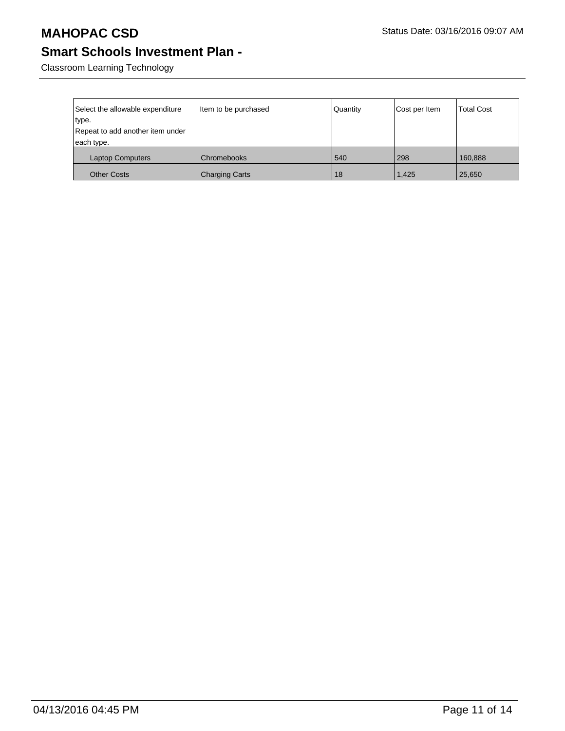# MAHOPAC CSD

Status Date: 03/16/2016 09:07 AM

## Smart Schools Investment Plan -

Classroom Learning Technology

| Select the allowable expenditure type. Repeat to add another item under each type. | Item to be purchased | Quantity | Cost per Item | Total Cost |
|---|---|---|---|---|
| Laptop Computers | Chromebooks | 540 | 298 | 160,888 |
| Other Costs | Charging Carts | 18 | 1,425 | 25,650 |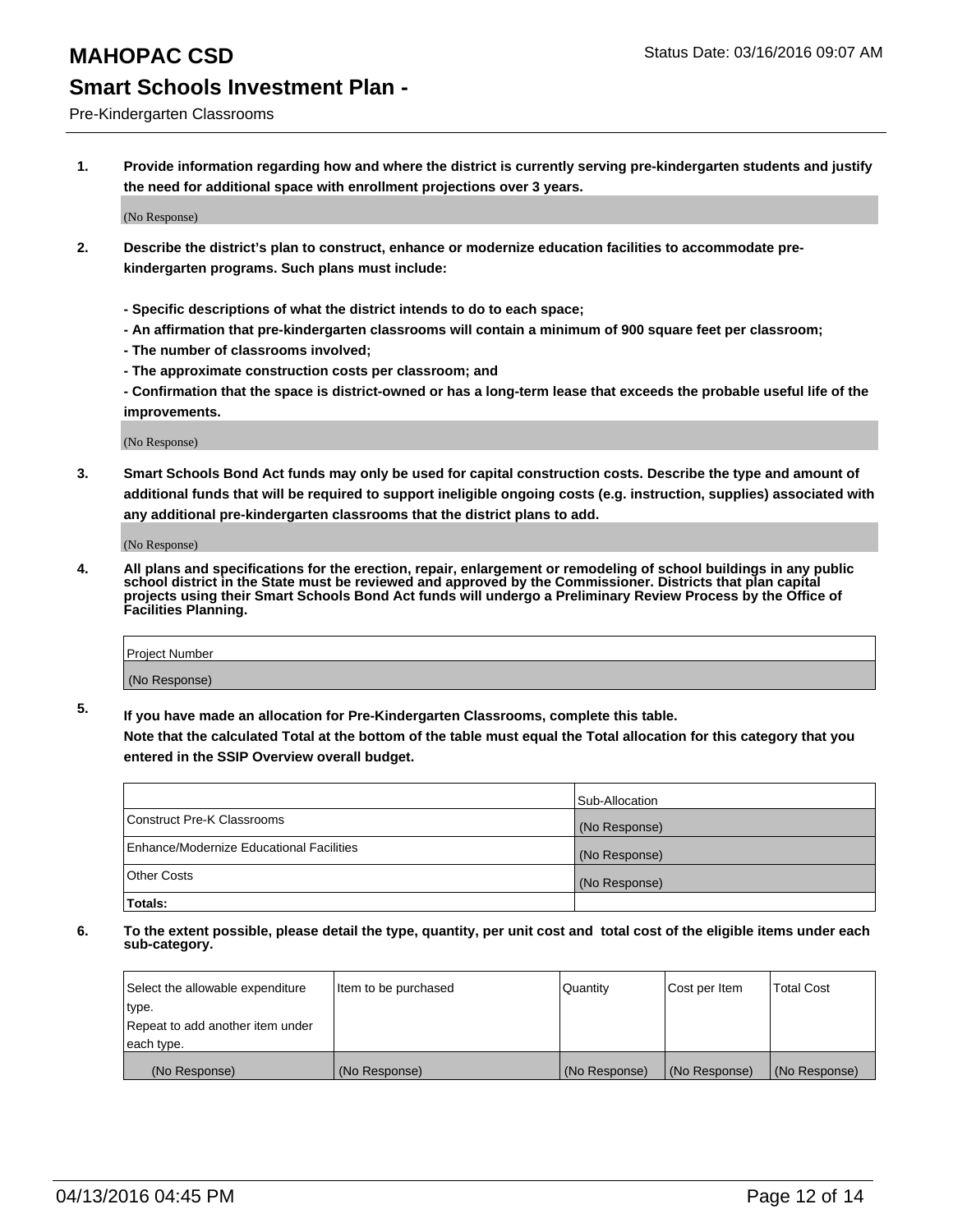# MAHOPAC CSD

Status Date: 03/16/2016 09:07 AM

## Smart Schools Investment Plan -

Pre-Kindergarten Classrooms

**1. Provide information regarding how and where the district is currently serving pre-kindergarten students and justify the need for additional space with enrollment projections over 3 years.**

(No Response)

**2. Describe the district's plan to construct, enhance or modernize education facilities to accommodate pre-kindergarten programs. Such plans must include:**

**- Specific descriptions of what the district intends to do to each space;**
**- An affirmation that pre-kindergarten classrooms will contain a minimum of 900 square feet per classroom;**
**- The number of classrooms involved;**
**- The approximate construction costs per classroom; and**
**- Confirmation that the space is district-owned or has a long-term lease that exceeds the probable useful life of the improvements.**

(No Response)

**3. Smart Schools Bond Act funds may only be used for capital construction costs. Describe the type and amount of additional funds that will be required to support ineligible ongoing costs (e.g. instruction, supplies) associated with any additional pre-kindergarten classrooms that the district plans to add.**

(No Response)

**4. All plans and specifications for the erection, repair, enlargement or remodeling of school buildings in any public school district in the State must be reviewed and approved by the Commissioner. Districts that plan capital projects using their Smart Schools Bond Act funds will undergo a Preliminary Review Process by the Office of Facilities Planning.**

| Project Number |
|---|
| (No Response) |

**5. If you have made an allocation for Pre-Kindergarten Classrooms, complete this table.**
**Note that the calculated Total at the bottom of the table must equal the Total allocation for this category that you entered in the SSIP Overview overall budget.**

| | Sub-Allocation |
|---|---|
| Construct Pre-K Classrooms | (No Response) |
| Enhance/Modernize Educational Facilities | (No Response) |
| Other Costs | (No Response) |
| **Totals:** | |

**6. To the extent possible, please detail the type, quantity, per unit cost and total cost of the eligible items under each sub-category.**

| Select the allowable expenditure type. Repeat to add another item under each type. | Item to be purchased | Quantity | Cost per Item | Total Cost |
|---|---|---|---|---|
| (No Response) | (No Response) | (No Response) | (No Response) | (No Response) |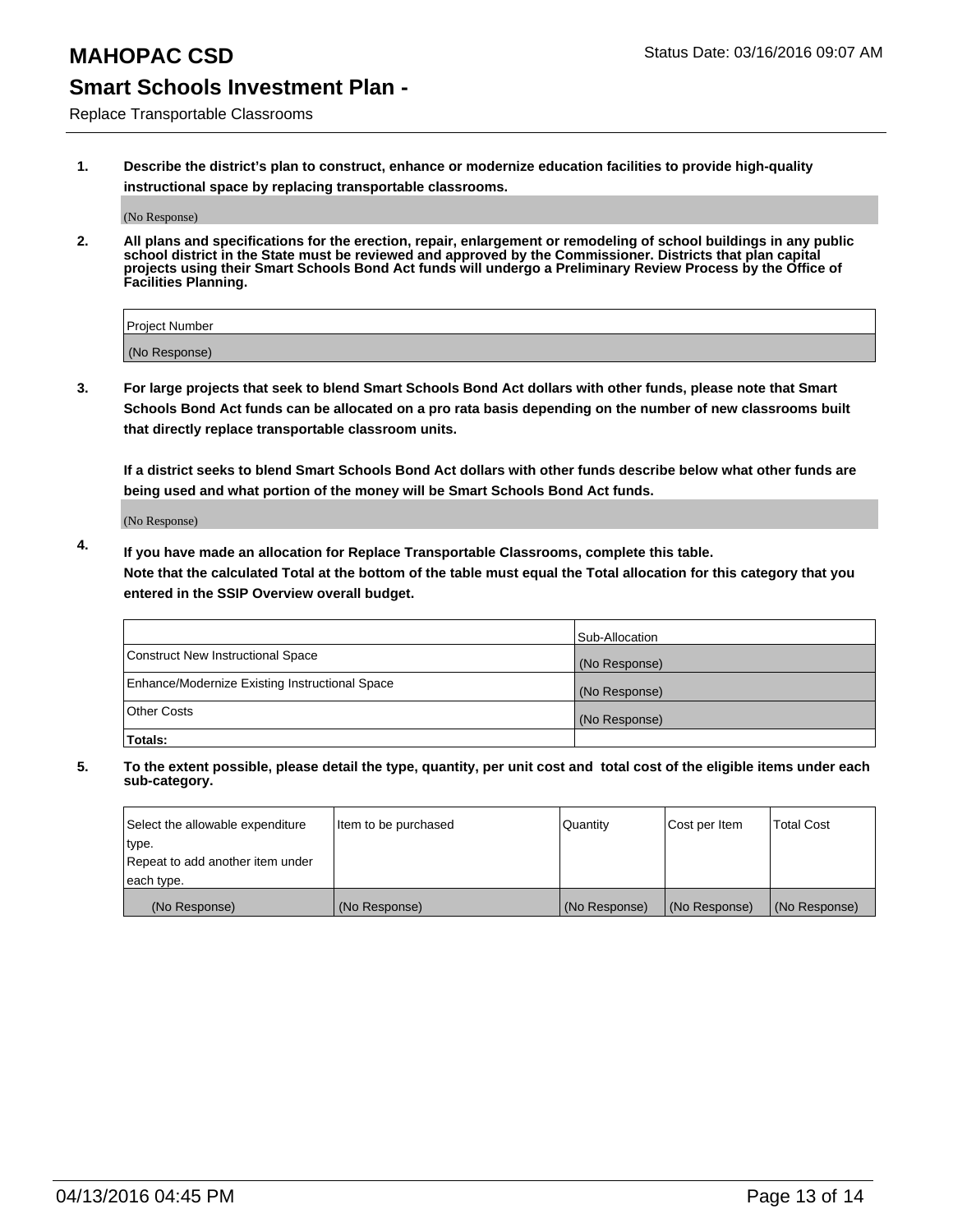# MAHOPAC CSD

Status Date: 03/16/2016 09:07 AM

## Smart Schools Investment Plan -

Replace Transportable Classrooms

1. **Describe the district's plan to construct, enhance or modernize education facilities to provide high-quality instructional space by replacing transportable classrooms.**

   (No Response)

2. **All plans and specifications for the erection, repair, enlargement or remodeling of school buildings in any public school district in the State must be reviewed and approved by the Commissioner. Districts that plan capital projects using their Smart Schools Bond Act funds will undergo a Preliminary Review Process by the Office of Facilities Planning.**

| Project Number |
| --- |
| (No Response) |

3. **For large projects that seek to blend Smart Schools Bond Act dollars with other funds, please note that Smart Schools Bond Act funds can be allocated on a pro rata basis depending on the number of new classrooms built that directly replace transportable classroom units.**

   **If a district seeks to blend Smart Schools Bond Act dollars with other funds describe below what other funds are being used and what portion of the money will be Smart Schools Bond Act funds.**

   (No Response)

4. **If you have made an allocation for Replace Transportable Classrooms, complete this table.**
   **Note that the calculated Total at the bottom of the table must equal the Total allocation for this category that you entered in the SSIP Overview overall budget.**

| | Sub-Allocation |
| --- | --- |
| Construct New Instructional Space | (No Response) |
| Enhance/Modernize Existing Instructional Space | (No Response) |
| Other Costs | (No Response) |
| **Totals:** | |

5. **To the extent possible, please detail the type, quantity, per unit cost and total cost of the eligible items under each sub-category.**

| Select the allowable expenditure type. Repeat to add another item under each type. | Item to be purchased | Quantity | Cost per Item | Total Cost |
| --- | --- | --- | --- | --- |
| (No Response) | (No Response) | (No Response) | (No Response) | (No Response) |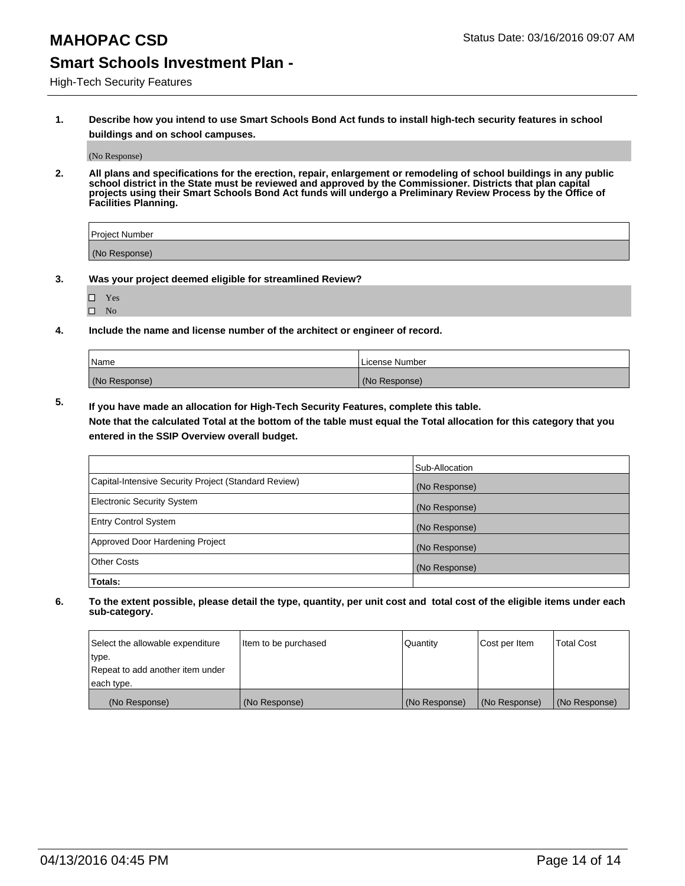# MAHOPAC CSD

Status Date: 03/16/2016 09:07 AM

## Smart Schools Investment Plan -

High-Tech Security Features

**1. Describe how you intend to use Smart Schools Bond Act funds to install high-tech security features in school buildings and on school campuses.**

(No Response)

**2. All plans and specifications for the erection, repair, enlargement or remodeling of school buildings in any public school district in the State must be reviewed and approved by the Commissioner. Districts that plan capital projects using their Smart Schools Bond Act funds will undergo a Preliminary Review Process by the Office of Facilities Planning.**

| Project Number |
|---|
| (No Response) |

**3. Was your project deemed eligible for streamlined Review?**

- ☐ Yes
- ☐ No

**4. Include the name and license number of the architect or engineer of record.**

| Name | License Number |
|---|---|
| (No Response) | (No Response) |

**5. If you have made an allocation for High-Tech Security Features, complete this table.**
**Note that the calculated Total at the bottom of the table must equal the Total allocation for this category that you entered in the SSIP Overview overall budget.**

| | Sub-Allocation |
|---|---|
| Capital-Intensive Security Project (Standard Review) | (No Response) |
| Electronic Security System | (No Response) |
| Entry Control System | (No Response) |
| Approved Door Hardening Project | (No Response) |
| Other Costs | (No Response) |
| **Totals:** | |

**6. To the extent possible, please detail the type, quantity, per unit cost and total cost of the eligible items under each sub-category.**

| Select the allowable expenditure type. Repeat to add another item under each type. | Item to be purchased | Quantity | Cost per Item | Total Cost |
|---|---|---|---|---|
| (No Response) | (No Response) | (No Response) | (No Response) | (No Response) |